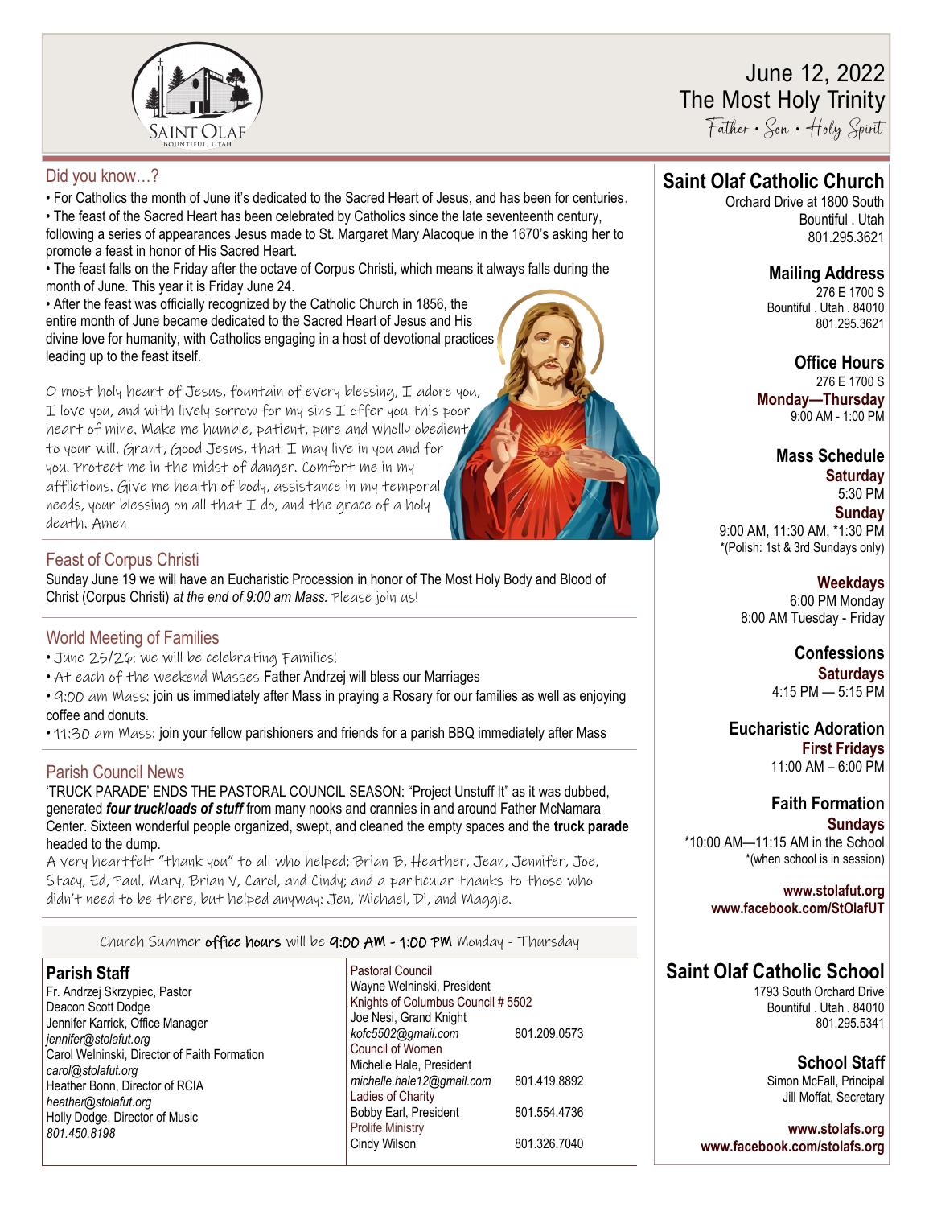# June 12, 2022
# The Most Holy Trinity

Father • Son • Holy Spirit

## Did you know…?

• For Catholics the month of June it's dedicated to the Sacred Heart of Jesus, and has been for centuries.

• The feast of the Sacred Heart has been celebrated by Catholics since the late seventeenth century, following a series of appearances Jesus made to St. Margaret Mary Alacoque in the 1670's asking her to promote a feast in honor of His Sacred Heart.

• The feast falls on the Friday after the octave of Corpus Christi, which means it always falls during the month of June. This year it is Friday June 24.

• After the feast was officially recognized by the Catholic Church in 1856, the entire month of June became dedicated to the Sacred Heart of Jesus and His divine love for humanity, with Catholics engaging in a host of devotional practices leading up to the feast itself.

O most holy heart of Jesus, fountain of every blessing, I adore you, I love you, and with lively sorrow for my sins I offer you this poor heart of mine. Make me humble, patient, pure and wholly obedient to your will. Grant, Good Jesus, that I may live in you and for you. Protect me in the midst of danger. Comfort me in my afflictions. Give me health of body, assistance in my temporal needs, your blessing on all that I do, and the grace of a holy death. Amen

## Feast of Corpus Christi

Sunday June 19 we will have an Eucharistic Procession in honor of The Most Holy Body and Blood of Christ (Corpus Christi) *at the end of 9:00 am Mass.* Please join us!

## World Meeting of Families

• June 25/26: we will be celebrating Families!

• At each of the weekend Masses Father Andrzej will bless our Marriages

• 9:00 am Mass: join us immediately after Mass in praying a Rosary for our families as well as enjoying coffee and donuts.

• 11:30 am Mass: join your fellow parishioners and friends for a parish BBQ immediately after Mass

## Parish Council News

'TRUCK PARADE' ENDS THE PASTORAL COUNCIL SEASON: "Project Unstuff It" as it was dubbed, generated ***four truckloads of stuff*** from many nooks and crannies in and around Father McNamara Center. Sixteen wonderful people organized, swept, and cleaned the empty spaces and the **truck parade** headed to the dump.

A very heartfelt "thank you" to all who helped; Brian B, Heather, Jean, Jennifer, Joe, Stacy, Ed, Paul, Mary, Brian V, Carol, and Cindy; and a particular thanks to those who didn't need to be there, but helped anyway: Jen, Michael, Di, and Maggie.

Church Summer **office hours** will be **9:00 AM - 1:00 PM** Monday - Thursday

## Parish Staff

Fr. Andrzej Skrzypiec, Pastor
Deacon Scott Dodge
Jennifer Karrick, Office Manager
*jennifer@stolafut.org*
Carol Welninski, Director of Faith Formation
*carol@stolafut.org*
Heather Bonn, Director of RCIA
*heather@stolafut.org*
Holly Dodge, Director of Music
*801.450.8198*

Pastoral Council
Wayne Welninski, President

Knights of Columbus Council # 5502
Joe Nesi, Grand Knight
*kofc5502@gmail.com* 801.209.0573

Council of Women
Michelle Hale, President
*michelle.hale12@gmail.com* 801.419.8892

Ladies of Charity
Bobby Earl, President 801.554.4736

Prolife Ministry
Cindy Wilson 801.326.7040

## Saint Olaf Catholic Church

Orchard Drive at 1800 South
Bountiful . Utah
801.295.3621

### Mailing Address

276 E 1700 S
Bountiful . Utah . 84010
801.295.3621

### Office Hours

276 E 1700 S
**Monday—Thursday**
9:00 AM - 1:00 PM

### Mass Schedule

**Saturday**
5:30 PM
**Sunday**
9:00 AM, 11:30 AM, *1:30 PM
*(Polish: 1st & 3rd Sundays only)

**Weekdays**
6:00 PM Monday
8:00 AM Tuesday - Friday

### Confessions

**Saturdays**
4:15 PM — 5:15 PM

### Eucharistic Adoration

**First Fridays**
11:00 AM – 6:00 PM

### Faith Formation

**Sundays**
*10:00 AM—11:15 AM in the School
*(when school is in session)

**www.stolafut.org**
**www.facebook.com/StOlafUT**

## Saint Olaf Catholic School

1793 South Orchard Drive
Bountiful . Utah . 84010
801.295.5341

### School Staff

Simon McFall, Principal
Jill Moffat, Secretary

**www.stolafs.org**
**www.facebook.com/stolafs.org**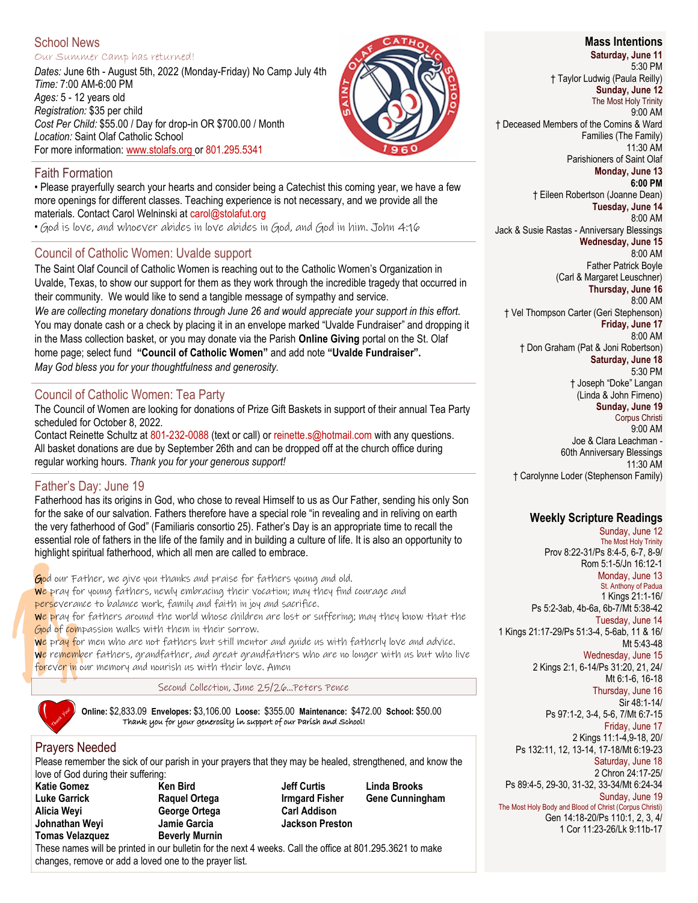## School News

Our Summer Camp has returned!

*Dates:* June 6th - August 5th, 2022 (Monday-Friday) No Camp July 4th
*Time:* 7:00 AM-6:00 PM
*Ages:* 5 - 12 years old
*Registration:* $35 per child
*Cost Per Child:* $55.00 / Day for drop-in OR $700.00 / Month
*Location:* Saint Olaf Catholic School
For more information: www.stolafs.org or 801.295.5341

## Faith Formation

• Please prayerfully search your hearts and consider being a Catechist this coming year, we have a few more openings for different classes. Teaching experience is not necessary, and we provide all the materials. Contact Carol Welninski at carol@stolafut.org

• God is love, and whoever abides in love abides in God, and God in him. John 4:16

## Council of Catholic Women: Uvalde support

The Saint Olaf Council of Catholic Women is reaching out to the Catholic Women's Organization in Uvalde, Texas, to show our support for them as they work through the incredible tragedy that occurred in their community. We would like to send a tangible message of sympathy and service.

*We are collecting monetary donations through June 26 and would appreciate your support in this effort.* You may donate cash or a check by placing it in an envelope marked "Uvalde Fundraiser" and dropping it in the Mass collection basket, or you may donate via the Parish **Online Giving** portal on the St. Olaf home page; select fund **"Council of Catholic Women"** and add note **"Uvalde Fundraiser".**

*May God bless you for your thoughtfulness and generosity.*

## Council of Catholic Women: Tea Party

The Council of Women are looking for donations of Prize Gift Baskets in support of their annual Tea Party scheduled for October 8, 2022.

Contact Reinette Schultz at 801-232-0088 (text or call) or reinette.s@hotmail.com with any questions. All basket donations are due by September 26th and can be dropped off at the church office during regular working hours. *Thank you for your generous support!*

## Father's Day: June 19

Fatherhood has its origins in God, who chose to reveal Himself to us as Our Father, sending his only Son for the sake of our salvation. Fathers therefore have a special role "in revealing and in reliving on earth the very fatherhood of God" (Familiaris consortio 25). Father's Day is an appropriate time to recall the essential role of fathers in the life of the family and in building a culture of life. It is also an opportunity to highlight spiritual fatherhood, which all men are called to embrace.

God our Father, we give you thanks and praise for fathers young and old.
We pray for young fathers, newly embracing their vocation; may they find courage and perseverance to balance work, family and faith in joy and sacrifice.
We pray for fathers around the world whose children are lost or suffering; may they know that the God of compassion walks with them in their sorrow.
We pray for men who are not fathers but still mentor and guide us with fatherly love and advice.
We remember fathers, grandfather, and great grandfathers who are no longer with us but who live forever in our memory and nourish us with their love. Amen

Second Collection, June 25/26...Peters Pence

**Online:** $2,833.09 **Envelopes:** $3,106.00 **Loose:** $355.00 **Maintenance:** $472.00 **School:** $50.00
Thank you for your generosity in support of our Parish and School!

## Prayers Needed

Please remember the sick of our parish in your prayers that they may be healed, strengthened, and know the love of God during their suffering:

| | | | |
|---|---|---|---|
| **Katie Gomez** | **Ken Bird** | **Jeff Curtis** | **Linda Brooks** |
| **Luke Garrick** | **Raquel Ortega** | **Irmgard Fisher** | **Gene Cunningham** |
| **Alicia Weyi** | **George Ortega** | **Carl Addison** | |
| **Johnathan Weyi** | **Jamie Garcia** | **Jackson Preston** | |
| **Tomas Velazquez** | **Beverly Murnin** | | |

These names will be printed in our bulletin for the next 4 weeks. Call the office at 801.295.3621 to make changes, remove or add a loved one to the prayer list.

## Mass Intentions

**Saturday, June 11**
5:30 PM
† Taylor Ludwig (Paula Reilly)

**Sunday, June 12**
The Most Holy Trinity
9:00 AM
† Deceased Members of the Comins & Ward Families (The Family)
11:30 AM
Parishioners of Saint Olaf

**Monday, June 13**
**6:00 PM**
† Eileen Robertson (Joanne Dean)

**Tuesday, June 14**
8:00 AM
Jack & Susie Rastas - Anniversary Blessings

**Wednesday, June 15**
8:00 AM
Father Patrick Boyle (Carl & Margaret Leuschner)

**Thursday, June 16**
8:00 AM
† Vel Thompson Carter (Geri Stephenson)

**Friday, June 17**
8:00 AM
† Don Graham (Pat & Joni Robertson)

**Saturday, June 18**
5:30 PM
† Joseph "Doke" Langan (Linda & John Firneno)

**Sunday, June 19**
Corpus Christi
9:00 AM
Joe & Clara Leachman - 60th Anniversary Blessings
11:30 AM
† Carolynne Loder (Stephenson Family)

## Weekly Scripture Readings

Sunday, June 12
The Most Holy Trinity
Prov 8:22-31/Ps 8:4-5, 6-7, 8-9/ Rom 5:1-5/Jn 16:12-1

Monday, June 13
St. Anthony of Padua
1 Kings 21:1-16/ Ps 5:2-3ab, 4b-6a, 6b-7/Mt 5:38-42

Tuesday, June 14
1 Kings 21:17-29/Ps 51:3-4, 5-6ab, 11 & 16/ Mt 5:43-48

Wednesday, June 15
2 Kings 2:1, 6-14/Ps 31:20, 21, 24/ Mt 6:1-6, 16-18

Thursday, June 16
Sir 48:1-14/ Ps 97:1-2, 3-4, 5-6, 7/Mt 6:7-15

Friday, June 17
2 Kings 11:1-4,9-18, 20/ Ps 132:11, 12, 13-14, 17-18/Mt 6:19-23

Saturday, June 18
2 Chron 24:17-25/ Ps 89:4-5, 29-30, 31-32, 33-34/Mt 6:24-34

Sunday, June 19
The Most Holy Body and Blood of Christ (Corpus Christi)
Gen 14:18-20/Ps 110:1, 2, 3, 4/ 1 Cor 11:23-26/Lk 9:11b-17